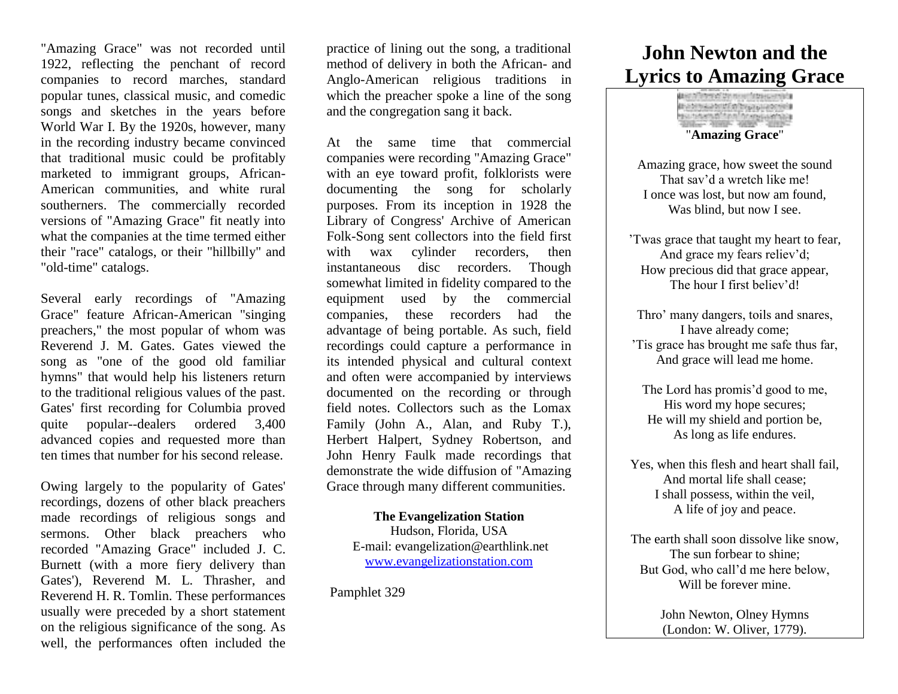"Amazing Grace" was not recorded until 1922, reflecting the penchant of record companies to record marches, standard popular tunes, classical music, and comedic songs and sketches in the years before World War I. By the 1920s, however, many in the recording industry became convinced that traditional music could be profitably marketed to immigrant groups, African-American communities, and white rural southerners. The commercially recorded versions of "Amazing Grace" fit neatly into what the companies at the time termed either their "race" catalogs, or their "hillbilly" and "old-time" catalogs.

Several early recordings of "Amazing Grace" feature African-American "singing preachers," the most popular of whom was Reverend J. M. Gates. Gates viewed the song as "one of the good old familiar hymns" that would help his listeners return to the traditional religious values of the past. Gates' first recording for Columbia proved quite popular--dealers ordered 3,400 advanced copies and requested more than ten times that number for his second release.

Owing largely to the popularity of Gates' recordings, dozens of other black preachers made recordings of religious songs and sermons. Other black preachers who recorded "Amazing Grace" included J. C. Burnett (with a more fiery delivery than Gates'), Reverend M. L. Thrasher, and Reverend H. R. Tomlin. These performances usually were preceded by a short statement on the religious significance of the song. As well, the performances often included the practice of lining out the song, a traditional method of delivery in both the African- and Anglo-American religious traditions in which the preacher spoke a line of the song and the congregation sang it back.

At the same time that commercial companies were recording "Amazing Grace" with an eye toward profit, folklorists were documenting the song for scholarly purposes. From its inception in 1928 the Library of Congress' Archive of American Folk-Song sent collectors into the field first with wax cylinder recorders, then instantaneous disc recorders. Though somewhat limited in fidelity compared to the equipment used by the commercial companies, these recorders had the advantage of being portable. As such, field recordings could capture a performance in its intended physical and cultural context and often were accompanied by interviews documented on the recording or through field notes. Collectors such as the Lomax Family (John A., Alan, and Ruby T.), Herbert Halpert, Sydney Robertson, and John Henry Faulk made recordings that demonstrate the wide diffusion of "Amazing Grace through many different communities.

**The Evangelization Station**
Hudson, Florida, USA
E-mail: evangelization@earthlink.net
www.evangelizationstation.com

Pamphlet 329

# John Newton and the Lyrics to Amazing Grace

"**Amazing Grace**"

Amazing grace, how sweet the sound
That sav'd a wretch like me!
I once was lost, but now am found,
Was blind, but now I see.

'Twas grace that taught my heart to fear,
And grace my fears reliev'd;
How precious did that grace appear,
The hour I first believ'd!

Thro' many dangers, toils and snares,
I have already come;
'Tis grace has brought me safe thus far,
And grace will lead me home.

The Lord has promis'd good to me,
His word my hope secures;
He will my shield and portion be,
As long as life endures.

Yes, when this flesh and heart shall fail,
And mortal life shall cease;
I shall possess, within the veil,
A life of joy and peace.

The earth shall soon dissolve like snow,
The sun forbear to shine;
But God, who call'd me here below,
Will be forever mine.

John Newton, Olney Hymns
(London: W. Oliver, 1779).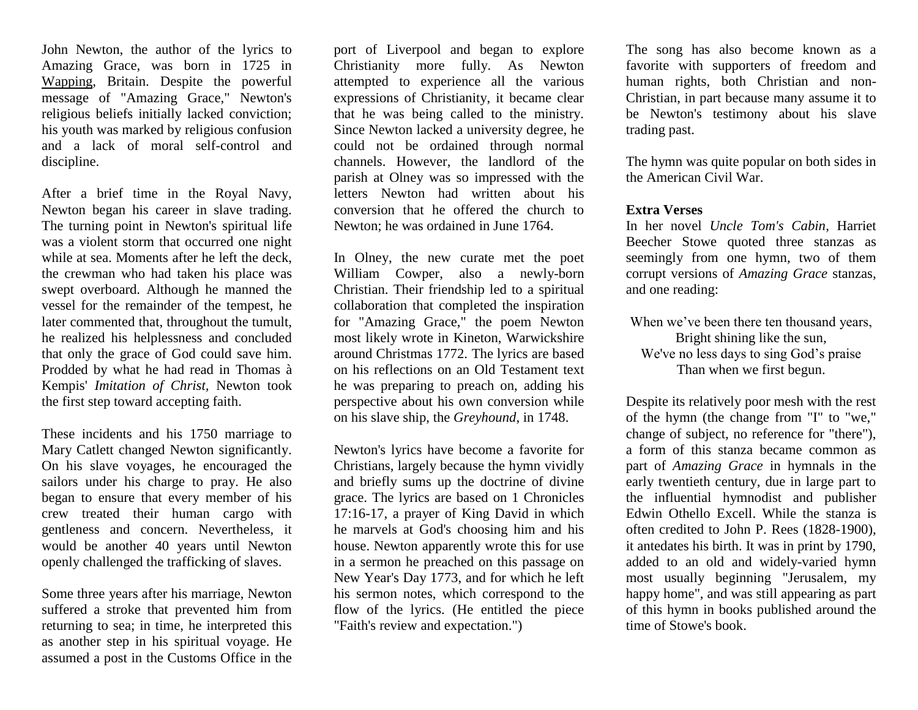John Newton, the author of the lyrics to Amazing Grace, was born in 1725 in Wapping, Britain. Despite the powerful message of "Amazing Grace," Newton's religious beliefs initially lacked conviction; his youth was marked by religious confusion and a lack of moral self-control and discipline.

After a brief time in the Royal Navy, Newton began his career in slave trading. The turning point in Newton's spiritual life was a violent storm that occurred one night while at sea. Moments after he left the deck, the crewman who had taken his place was swept overboard. Although he manned the vessel for the remainder of the tempest, he later commented that, throughout the tumult, he realized his helplessness and concluded that only the grace of God could save him. Prodded by what he had read in Thomas à Kempis' *Imitation of Christ*, Newton took the first step toward accepting faith.

These incidents and his 1750 marriage to Mary Catlett changed Newton significantly. On his slave voyages, he encouraged the sailors under his charge to pray. He also began to ensure that every member of his crew treated their human cargo with gentleness and concern. Nevertheless, it would be another 40 years until Newton openly challenged the trafficking of slaves.

Some three years after his marriage, Newton suffered a stroke that prevented him from returning to sea; in time, he interpreted this as another step in his spiritual voyage. He assumed a post in the Customs Office in the port of Liverpool and began to explore Christianity more fully. As Newton attempted to experience all the various expressions of Christianity, it became clear that he was being called to the ministry. Since Newton lacked a university degree, he could not be ordained through normal channels. However, the landlord of the parish at Olney was so impressed with the letters Newton had written about his conversion that he offered the church to Newton; he was ordained in June 1764.

In Olney, the new curate met the poet William Cowper, also a newly-born Christian. Their friendship led to a spiritual collaboration that completed the inspiration for "Amazing Grace," the poem Newton most likely wrote in Kineton, Warwickshire around Christmas 1772. The lyrics are based on his reflections on an Old Testament text he was preparing to preach on, adding his perspective about his own conversion while on his slave ship, the *Greyhound*, in 1748.

Newton's lyrics have become a favorite for Christians, largely because the hymn vividly and briefly sums up the doctrine of divine grace. The lyrics are based on 1 Chronicles 17:16-17, a prayer of King David in which he marvels at God's choosing him and his house. Newton apparently wrote this for use in a sermon he preached on this passage on New Year's Day 1773, and for which he left his sermon notes, which correspond to the flow of the lyrics. (He entitled the piece "Faith's review and expectation.")

The song has also become known as a favorite with supporters of freedom and human rights, both Christian and non-Christian, in part because many assume it to be Newton's testimony about his slave trading past.

The hymn was quite popular on both sides in the American Civil War.

**Extra Verses**

In her novel *Uncle Tom's Cabin*, Harriet Beecher Stowe quoted three stanzas as seemingly from one hymn, two of them corrupt versions of *Amazing Grace* stanzas, and one reading:

When we've been there ten thousand years,
Bright shining like the sun,
We've no less days to sing God's praise
Than when we first begun.

Despite its relatively poor mesh with the rest of the hymn (the change from "I" to "we," change of subject, no reference for "there"), a form of this stanza became common as part of *Amazing Grace* in hymnals in the early twentieth century, due in large part to the influential hymnodist and publisher Edwin Othello Excell. While the stanza is often credited to John P. Rees (1828-1900), it antedates his birth. It was in print by 1790, added to an old and widely-varied hymn most usually beginning "Jerusalem, my happy home", and was still appearing as part of this hymn in books published around the time of Stowe's book.